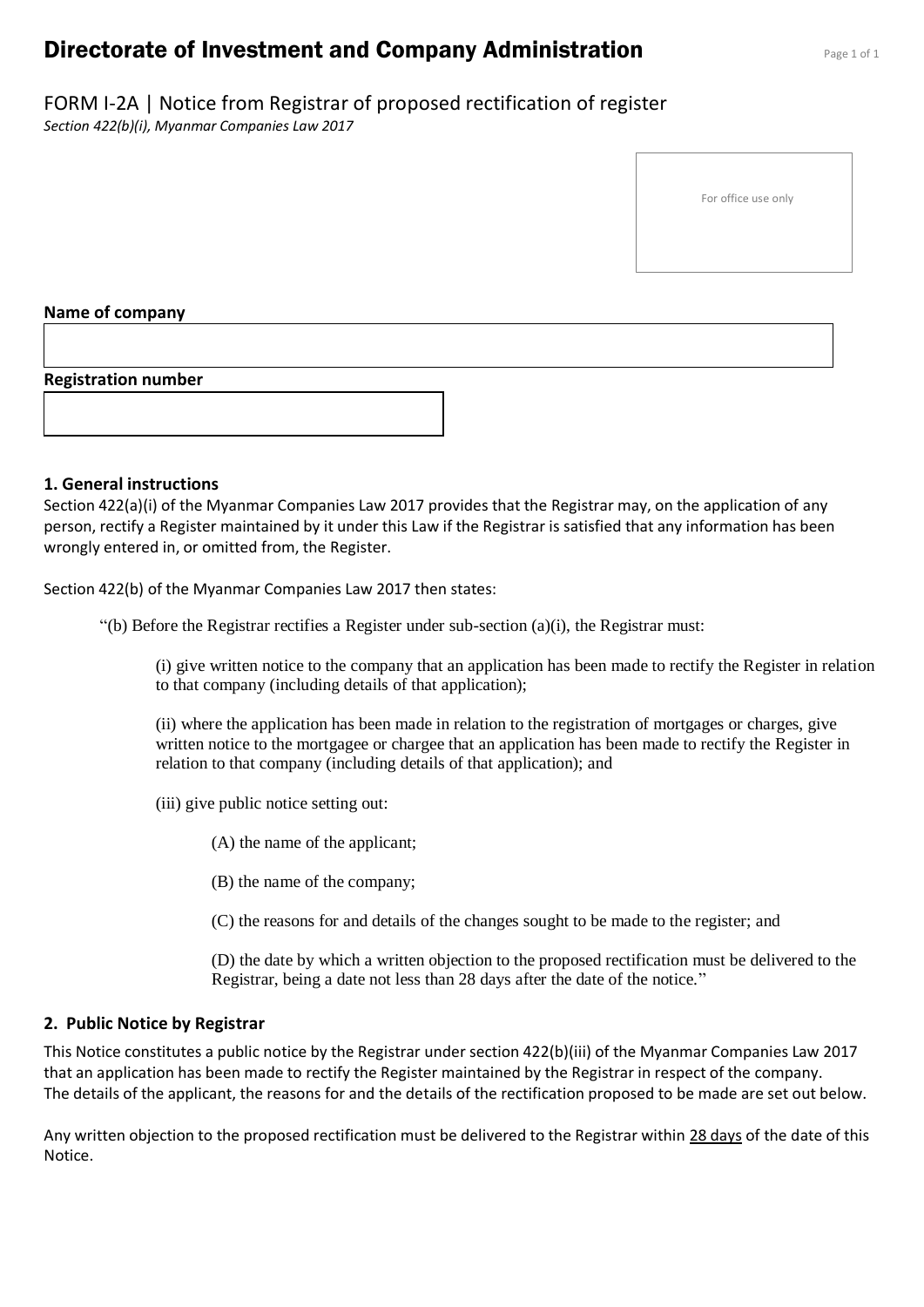# Directorate of Investment and Company Administration

## FORM I-2A | Notice from Registrar of proposed rectification of register

*Section 422(b)(i), Myanmar Companies Law 2017*

For office use only

**Name of company**

**Registration number**

### 1. General instructions

Section 422(a)(i) of the Myanmar Companies Law 2017 provides that the Registrar may, on the application of any person, rectify a Register maintained by it under this Law if the Registrar is satisfied that any information has been wrongly entered in, or omitted from, the Register.

Section 422(b) of the Myanmar Companies Law 2017 then states:

> "(b) Before the Registrar rectifies a Register under sub-section (a)(i), the Registrar must:
>
> (i) give written notice to the company that an application has been made to rectify the Register in relation to that company (including details of that application);
>
> (ii) where the application has been made in relation to the registration of mortgages or charges, give written notice to the mortgagee or chargee that an application has been made to rectify the Register in relation to that company (including details of that application); and
>
> (iii) give public notice setting out:
>
> (A) the name of the applicant;
>
> (B) the name of the company;
>
> (C) the reasons for and details of the changes sought to be made to the register; and
>
> (D) the date by which a written objection to the proposed rectification must be delivered to the Registrar, being a date not less than 28 days after the date of the notice."

### 2. Public Notice by Registrar

This Notice constitutes a public notice by the Registrar under section 422(b)(iii) of the Myanmar Companies Law 2017 that an application has been made to rectify the Register maintained by the Registrar in respect of the company. The details of the applicant, the reasons for and the details of the rectification proposed to be made are set out below.

Any written objection to the proposed rectification must be delivered to the Registrar within 28 days of the date of this Notice.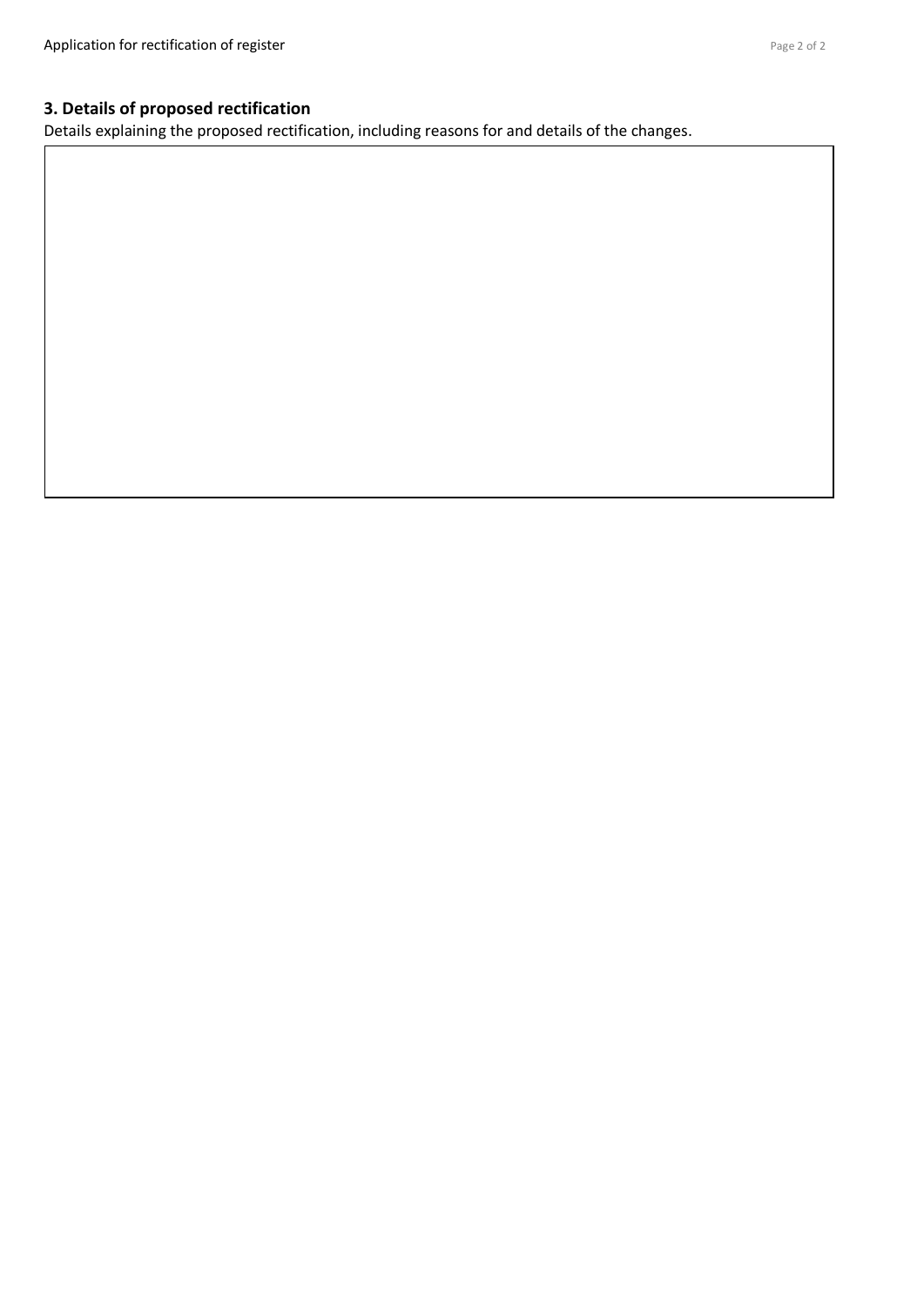### 3. Details of proposed rectification

Details explaining the proposed rectification, including reasons for and details of the changes.